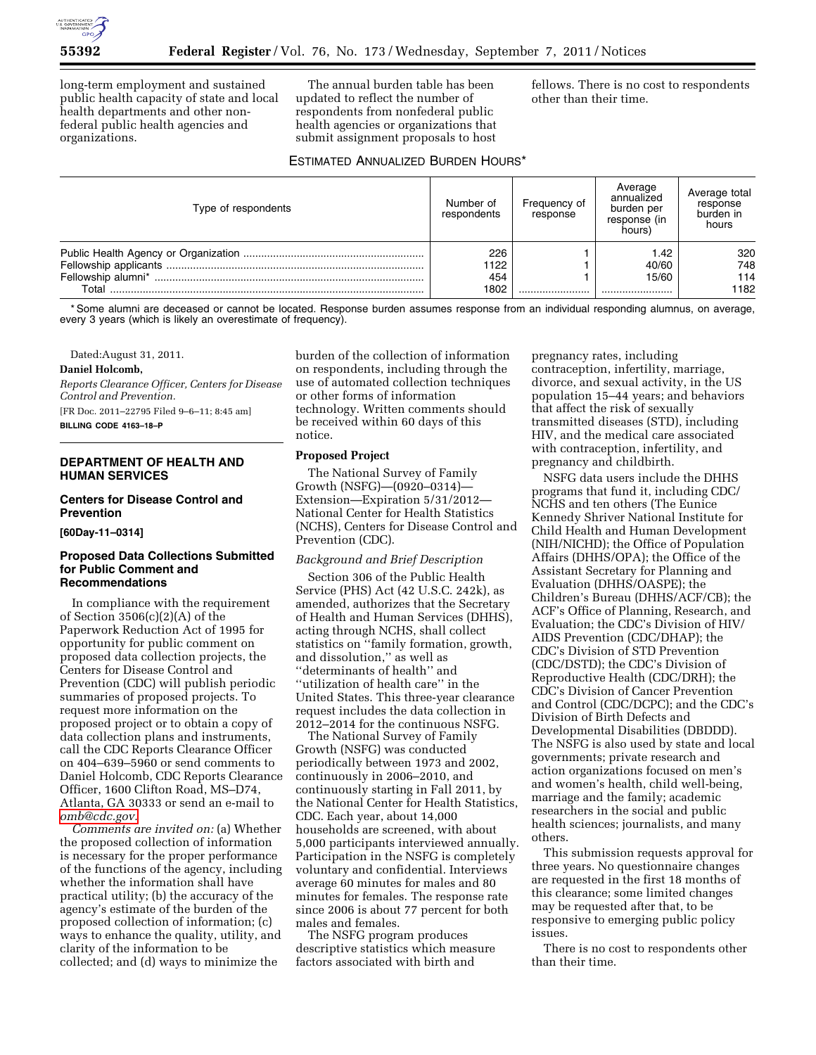long-term employment and sustained public health capacity of state and local health departments and other non-federal public health agencies and organizations.

The annual burden table has been updated to reflect the number of respondents from nonfederal public health agencies or organizations that submit assignment proposals to host fellows. There is no cost to respondents other than their time.

ESTIMATED ANNUALIZED BURDEN HOURS*

| Type of respondents | Number of respondents | Frequency of response | Average annualized burden per response (in hours) | Average total response burden in hours |
|---|---|---|---|---|
| Public Health Agency or Organization | 226 | 1 | 1.42 | 320 |
| Fellowship applicants | 1122 | 1 | 40/60 | 748 |
| Fellowship alumni* | 454 | 1 | 15/60 | 114 |
| Total | 1802 | | | 1182 |

* Some alumni are deceased or cannot be located. Response burden assumes response from an individual responding alumnus, on average, every 3 years (which is likely an overestimate of frequency).

Dated: August 31, 2011.

**Daniel Holcomb,**

*Reports Clearance Officer, Centers for Disease Control and Prevention.*

[FR Doc. 2011–22795 Filed 9–6–11; 8:45 am]

**BILLING CODE 4163–18–P**

## DEPARTMENT OF HEALTH AND HUMAN SERVICES

### Centers for Disease Control and Prevention

**[60Day-11–0314]**

### Proposed Data Collections Submitted for Public Comment and Recommendations

In compliance with the requirement of Section 3506(c)(2)(A) of the Paperwork Reduction Act of 1995 for opportunity for public comment on proposed data collection projects, the Centers for Disease Control and Prevention (CDC) will publish periodic summaries of proposed projects. To request more information on the proposed project or to obtain a copy of data collection plans and instruments, call the CDC Reports Clearance Officer on 404–639–5960 or send comments to Daniel Holcomb, CDC Reports Clearance Officer, 1600 Clifton Road, MS–D74, Atlanta, GA 30333 or send an e-mail to omb@cdc.gov.

*Comments are invited on:* (a) Whether the proposed collection of information is necessary for the proper performance of the functions of the agency, including whether the information shall have practical utility; (b) the accuracy of the agency's estimate of the burden of the proposed collection of information; (c) ways to enhance the quality, utility, and clarity of the information to be collected; and (d) ways to minimize the burden of the collection of information on respondents, including through the use of automated collection techniques or other forms of information technology. Written comments should be received within 60 days of this notice.

**Proposed Project**

The National Survey of Family Growth (NSFG)—(0920–0314)—Extension—Expiration 5/31/2012—National Center for Health Statistics (NCHS), Centers for Disease Control and Prevention (CDC).

*Background and Brief Description*

Section 306 of the Public Health Service (PHS) Act (42 U.S.C. 242k), as amended, authorizes that the Secretary of Health and Human Services (DHHS), acting through NCHS, shall collect statistics on ''family formation, growth, and dissolution,'' as well as ''determinants of health'' and ''utilization of health care'' in the United States. This three-year clearance request includes the data collection in 2012–2014 for the continuous NSFG.

The National Survey of Family Growth (NSFG) was conducted periodically between 1973 and 2002, continuously in 2006–2010, and continuously starting in Fall 2011, by the National Center for Health Statistics, CDC. Each year, about 14,000 households are screened, with about 5,000 participants interviewed annually. Participation in the NSFG is completely voluntary and confidential. Interviews average 60 minutes for males and 80 minutes for females. The response rate since 2006 is about 77 percent for both males and females.

The NSFG program produces descriptive statistics which measure factors associated with birth and pregnancy rates, including contraception, infertility, marriage, divorce, and sexual activity, in the US population 15–44 years; and behaviors that affect the risk of sexually transmitted diseases (STD), including HIV, and the medical care associated with contraception, infertility, and pregnancy and childbirth.

NSFG data users include the DHHS programs that fund it, including CDC/NCHS and ten others (The Eunice Kennedy Shriver National Institute for Child Health and Human Development (NIH/NICHD); the Office of Population Affairs (DHHS/OPA); the Office of the Assistant Secretary for Planning and Evaluation (DHHS/OASPE); the Children's Bureau (DHHS/ACF/CB); the ACF's Office of Planning, Research, and Evaluation; the CDC's Division of HIV/AIDS Prevention (CDC/DHAP); the CDC's Division of STD Prevention (CDC/DSTD); the CDC's Division of Reproductive Health (CDC/DRH); the CDC's Division of Cancer Prevention and Control (CDC/DCPC); and the CDC's Division of Birth Defects and Developmental Disabilities (DBDDD). The NSFG is also used by state and local governments; private research and action organizations focused on men's and women's health, child well-being, marriage and the family; academic researchers in the social and public health sciences; journalists, and many others.

This submission requests approval for three years. No questionnaire changes are requested in the first 18 months of this clearance; some limited changes may be requested after that, to be responsive to emerging public policy issues.

There is no cost to respondents other than their time.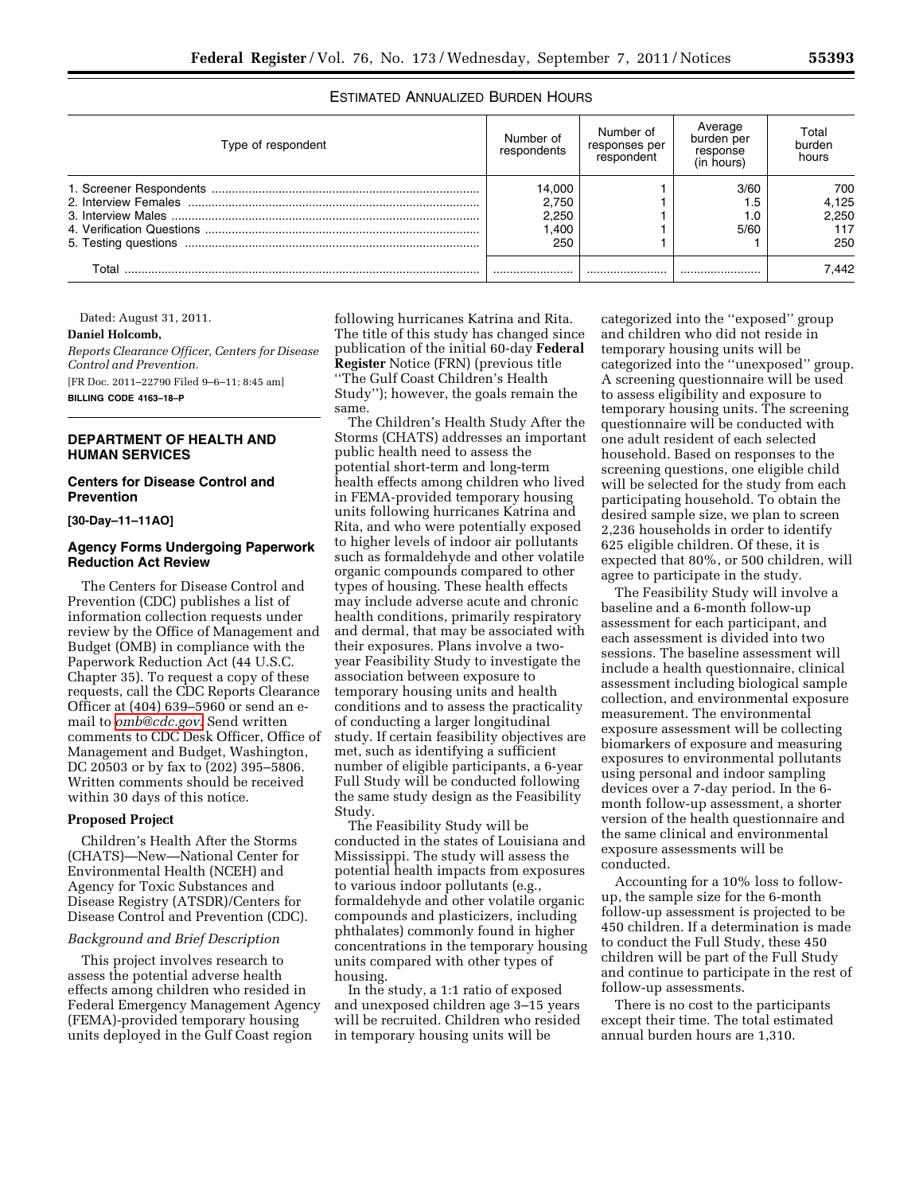ESTIMATED ANNUALIZED BURDEN HOURS

| Type of respondent | Number of respondents | Number of responses per respondent | Average burden per response (in hours) | Total burden hours |
| --- | --- | --- | --- | --- |
| 1. Screener Respondents | 14,000 | 1 | 3/60 | 700 |
| 2. Interview Females | 2,750 | 1 | 1.5 | 4,125 |
| 3. Interview Males | 2,250 | 1 | 1.0 | 2,250 |
| 4. Verification Questions | 1,400 | 1 | 5/60 | 117 |
| 5. Testing questions | 250 | 1 | 1 | 250 |
| Total | | | | 7,442 |

Dated: August 31, 2011.

**Daniel Holcomb,**

*Reports Clearance Officer, Centers for Disease Control and Prevention.*

[FR Doc. 2011–22790 Filed 9–6–11; 8:45 am]

**BILLING CODE 4163–18–P**

## DEPARTMENT OF HEALTH AND HUMAN SERVICES

### Centers for Disease Control and Prevention

**[30-Day–11–11AO]**

### Agency Forms Undergoing Paperwork Reduction Act Review

The Centers for Disease Control and Prevention (CDC) publishes a list of information collection requests under review by the Office of Management and Budget (OMB) in compliance with the Paperwork Reduction Act (44 U.S.C. Chapter 35). To request a copy of these requests, call the CDC Reports Clearance Officer at (404) 639–5960 or send an e-mail to *omb@cdc.gov.* Send written comments to CDC Desk Officer, Office of Management and Budget, Washington, DC 20503 or by fax to (202) 395–5806. Written comments should be received within 30 days of this notice.

**Proposed Project**

Children's Health After the Storms (CHATS)—New—National Center for Environmental Health (NCEH) and Agency for Toxic Substances and Disease Registry (ATSDR)/Centers for Disease Control and Prevention (CDC).

*Background and Brief Description*

This project involves research to assess the potential adverse health effects among children who resided in Federal Emergency Management Agency (FEMA)-provided temporary housing units deployed in the Gulf Coast region following hurricanes Katrina and Rita. The title of this study has changed since publication of the initial 60-day **Federal Register** Notice (FRN) (previous title ''The Gulf Coast Children's Health Study''); however, the goals remain the same.

The Children's Health Study After the Storms (CHATS) addresses an important public health need to assess the potential short-term and long-term health effects among children who lived in FEMA-provided temporary housing units following hurricanes Katrina and Rita, and who were potentially exposed to higher levels of indoor air pollutants such as formaldehyde and other volatile organic compounds compared to other types of housing. These health effects may include adverse acute and chronic health conditions, primarily respiratory and dermal, that may be associated with their exposures. Plans involve a two-year Feasibility Study to investigate the association between exposure to temporary housing units and health conditions and to assess the practicality of conducting a larger longitudinal study. If certain feasibility objectives are met, such as identifying a sufficient number of eligible participants, a 6-year Full Study will be conducted following the same study design as the Feasibility Study.

The Feasibility Study will be conducted in the states of Louisiana and Mississippi. The study will assess the potential health impacts from exposures to various indoor pollutants (e.g., formaldehyde and other volatile organic compounds and plasticizers, including phthalates) commonly found in higher concentrations in the temporary housing units compared with other types of housing.

In the study, a 1:1 ratio of exposed and unexposed children age 3–15 years will be recruited. Children who resided in temporary housing units will be categorized into the ''exposed'' group and children who did not reside in temporary housing units will be categorized into the ''unexposed'' group. A screening questionnaire will be used to assess eligibility and exposure to temporary housing units. The screening questionnaire will be conducted with one adult resident of each selected household. Based on responses to the screening questions, one eligible child will be selected for the study from each participating household. To obtain the desired sample size, we plan to screen 2,236 households in order to identify 625 eligible children. Of these, it is expected that 80%, or 500 children, will agree to participate in the study.

The Feasibility Study will involve a baseline and a 6-month follow-up assessment for each participant, and each assessment is divided into two sessions. The baseline assessment will include a health questionnaire, clinical assessment including biological sample collection, and environmental exposure measurement. The environmental exposure assessment will be collecting biomarkers of exposure and measuring exposures to environmental pollutants using personal and indoor sampling devices over a 7-day period. In the 6-month follow-up assessment, a shorter version of the health questionnaire and the same clinical and environmental exposure assessments will be conducted.

Accounting for a 10% loss to follow-up, the sample size for the 6-month follow-up assessment is projected to be 450 children. If a determination is made to conduct the Full Study, these 450 children will be part of the Full Study and continue to participate in the rest of follow-up assessments.

There is no cost to the participants except their time. The total estimated annual burden hours are 1,310.